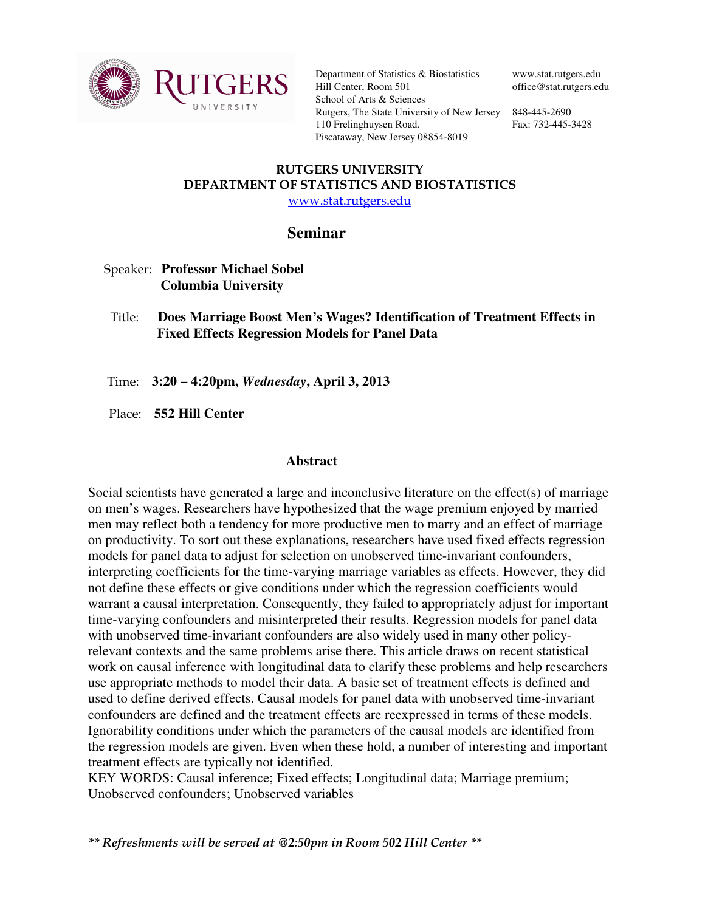Department of Statistics & Biostatistics
Hill Center, Room 501
School of Arts & Sciences
Rutgers, The State University of New Jersey
110 Frelinghuysen Road.
Piscataway, New Jersey 08854-8019

www.stat.rutgers.edu
office@stat.rutgers.edu

848-445-2690
Fax: 732-445-3428

**RUTGERS UNIVERSITY**
**DEPARTMENT OF STATISTICS AND BIOSTATISTICS**
www.stat.rutgers.edu

# Seminar

Speaker: **Professor Michael Sobel**
**Columbia University**

Title: **Does Marriage Boost Men's Wages? Identification of Treatment Effects in Fixed Effects Regression Models for Panel Data**

Time: **3:20 – 4:20pm, *Wednesday*, April 3, 2013**

Place: **552 Hill Center**

## Abstract

Social scientists have generated a large and inconclusive literature on the effect(s) of marriage on men's wages. Researchers have hypothesized that the wage premium enjoyed by married men may reflect both a tendency for more productive men to marry and an effect of marriage on productivity. To sort out these explanations, researchers have used fixed effects regression models for panel data to adjust for selection on unobserved time-invariant confounders, interpreting coefficients for the time-varying marriage variables as effects. However, they did not define these effects or give conditions under which the regression coefficients would warrant a causal interpretation. Consequently, they failed to appropriately adjust for important time-varying confounders and misinterpreted their results. Regression models for panel data with unobserved time-invariant confounders are also widely used in many other policy-relevant contexts and the same problems arise there. This article draws on recent statistical work on causal inference with longitudinal data to clarify these problems and help researchers use appropriate methods to model their data. A basic set of treatment effects is defined and used to define derived effects. Causal models for panel data with unobserved time-invariant confounders are defined and the treatment effects are reexpressed in terms of these models. Ignorability conditions under which the parameters of the causal models are identified from the regression models are given. Even when these hold, a number of interesting and important treatment effects are typically not identified.
KEY WORDS: Causal inference; Fixed effects; Longitudinal data; Marriage premium; Unobserved confounders; Unobserved variables

*** Refreshments will be served at @2:50pm in Room 502 Hill Center ***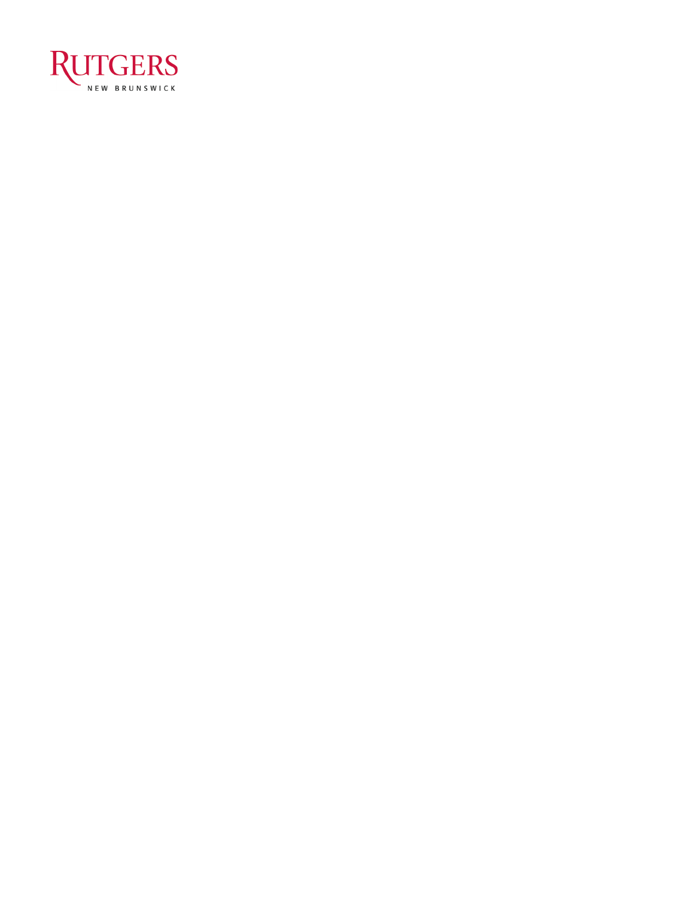RUTGERS

NEW BRUNSWICK